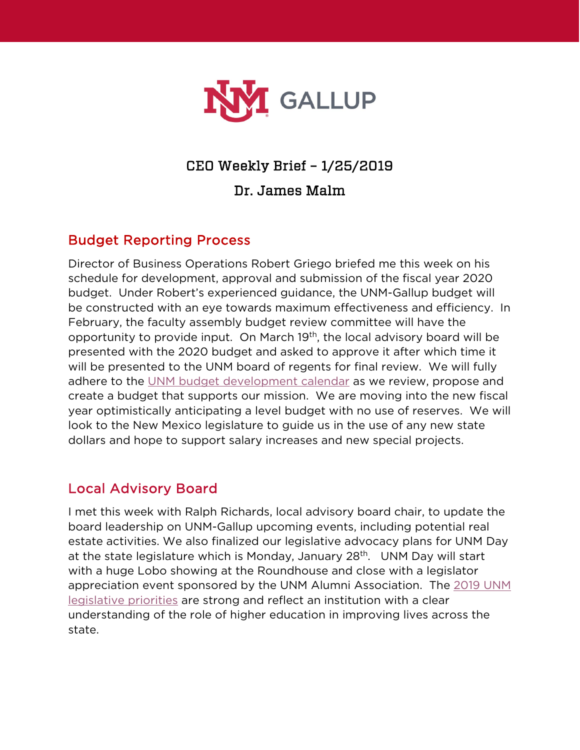# CEO Weekly Brief – 1/25/2019

## Dr. James Malm

## Budget Reporting Process

Director of Business Operations Robert Griego briefed me this week on his schedule for development, approval and submission of the fiscal year 2020 budget. Under Robert's experienced guidance, the UNM-Gallup budget will be constructed with an eye towards maximum effectiveness and efficiency. In February, the faculty assembly budget review committee will have the opportunity to provide input. On March 19th, the local advisory board will be presented with the 2020 budget and asked to approve it after which time it will be presented to the UNM board of regents for final review. We will fully adhere to the UNM budget development calendar as we review, propose and create a budget that supports our mission. We are moving into the new fiscal year optimistically anticipating a level budget with no use of reserves. We will look to the New Mexico legislature to guide us in the use of any new state dollars and hope to support salary increases and new special projects.

## Local Advisory Board

I met this week with Ralph Richards, local advisory board chair, to update the board leadership on UNM-Gallup upcoming events, including potential real estate activities. We also finalized our legislative advocacy plans for UNM Day at the state legislature which is Monday, January 28th. UNM Day will start with a huge Lobo showing at the Roundhouse and close with a legislator appreciation event sponsored by the UNM Alumni Association. The 2019 UNM legislative priorities are strong and reflect an institution with a clear understanding of the role of higher education in improving lives across the state.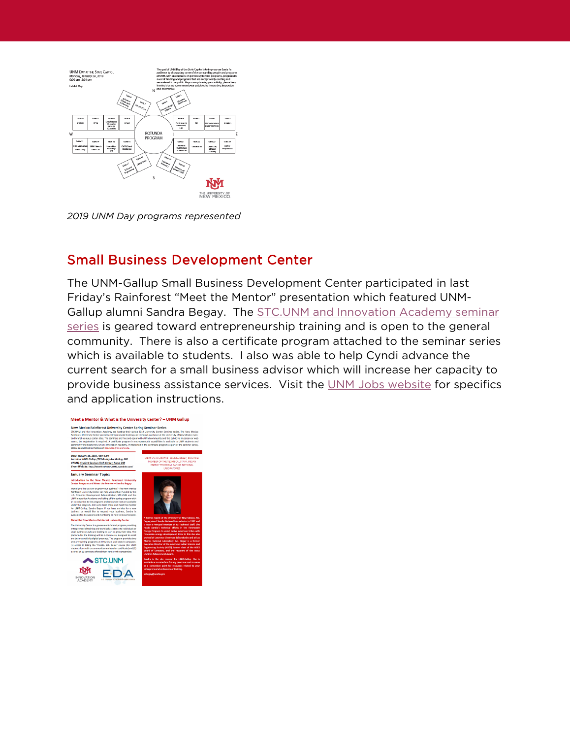*2019 UNM Day programs represented*

## Small Business Development Center

The UNM-Gallup Small Business Development Center participated in last Friday's Rainforest "Meet the Mentor" presentation which featured UNM-Gallup alumni Sandra Begay. The STC.UNM and Innovation Academy seminar series is geared toward entrepreneurship training and is open to the general community. There is also a certificate program attached to the seminar series which is available to students. I also was able to help Cyndi advance the current search for a small business advisor which will increase her capacity to provide business assistance services. Visit the UNM Jobs website for specifics and application instructions.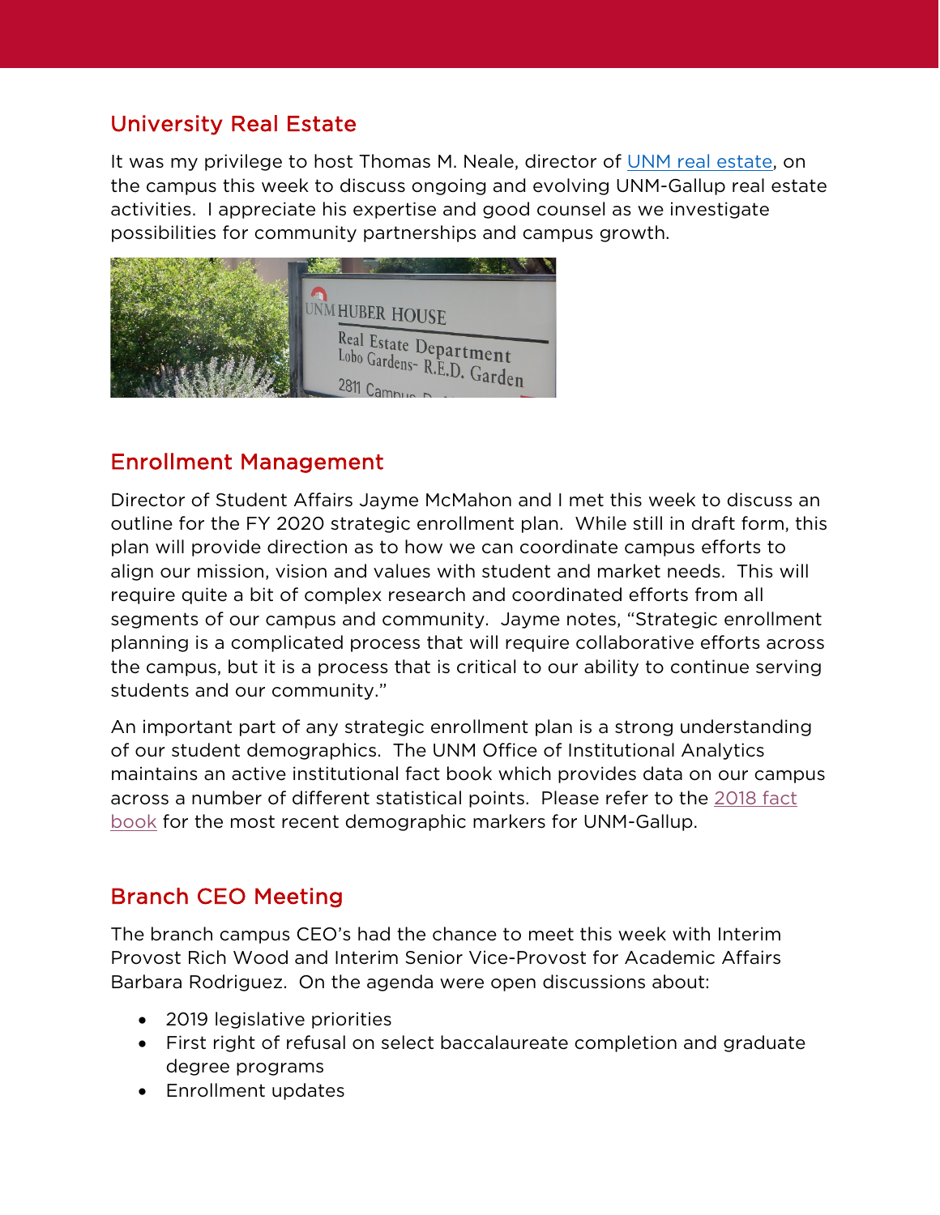## University Real Estate

It was my privilege to host Thomas M. Neale, director of UNM real estate, on the campus this week to discuss ongoing and evolving UNM-Gallup real estate activities. I appreciate his expertise and good counsel as we investigate possibilities for community partnerships and campus growth.

## Enrollment Management

Director of Student Affairs Jayme McMahon and I met this week to discuss an outline for the FY 2020 strategic enrollment plan. While still in draft form, this plan will provide direction as to how we can coordinate campus efforts to align our mission, vision and values with student and market needs. This will require quite a bit of complex research and coordinated efforts from all segments of our campus and community. Jayme notes, "Strategic enrollment planning is a complicated process that will require collaborative efforts across the campus, but it is a process that is critical to our ability to continue serving students and our community."

An important part of any strategic enrollment plan is a strong understanding of our student demographics. The UNM Office of Institutional Analytics maintains an active institutional fact book which provides data on our campus across a number of different statistical points. Please refer to the 2018 fact book for the most recent demographic markers for UNM-Gallup.

## Branch CEO Meeting

The branch campus CEO's had the chance to meet this week with Interim Provost Rich Wood and Interim Senior Vice-Provost for Academic Affairs Barbara Rodriguez. On the agenda were open discussions about:

- 2019 legislative priorities
- First right of refusal on select baccalaureate completion and graduate degree programs
- Enrollment updates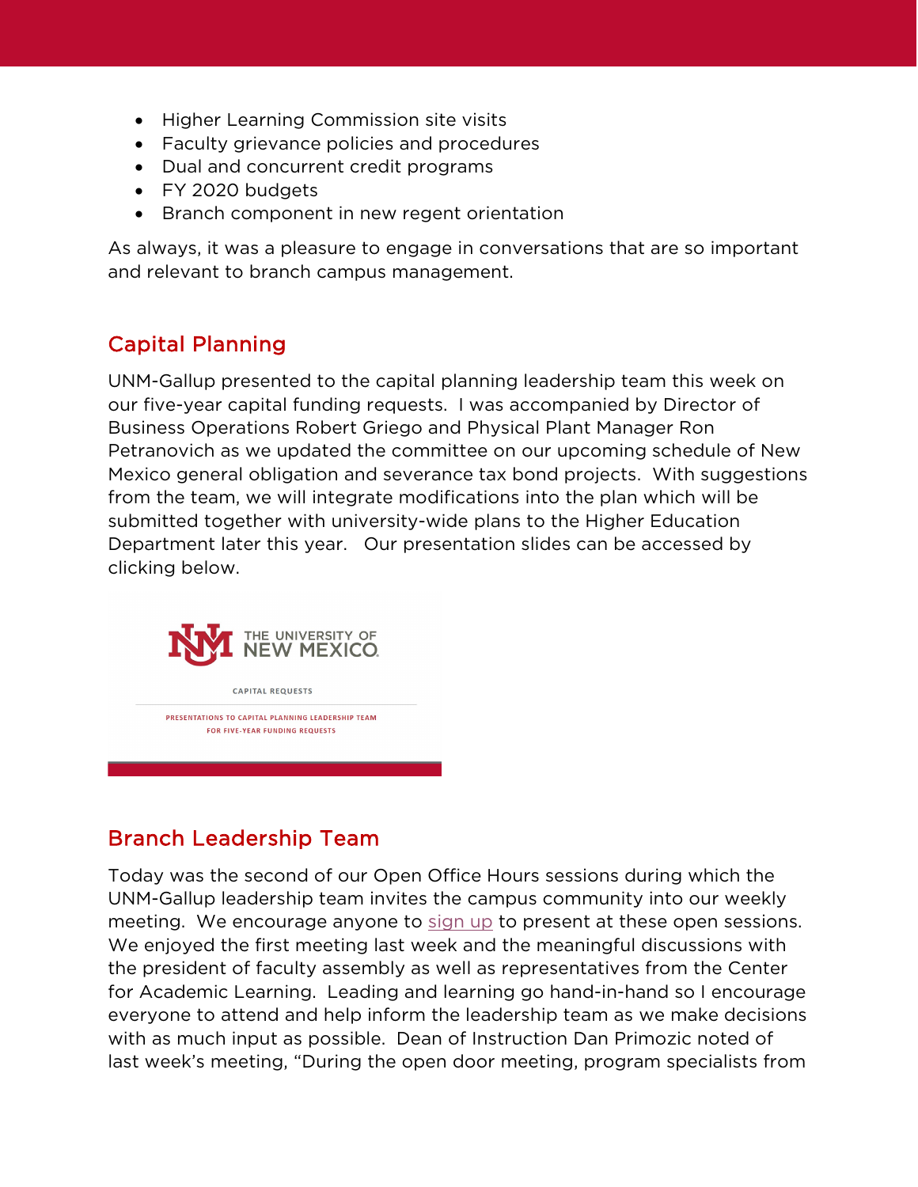- Higher Learning Commission site visits
- Faculty grievance policies and procedures
- Dual and concurrent credit programs
- FY 2020 budgets
- Branch component in new regent orientation

As always, it was a pleasure to engage in conversations that are so important and relevant to branch campus management.

## Capital Planning

UNM-Gallup presented to the capital planning leadership team this week on our five-year capital funding requests. I was accompanied by Director of Business Operations Robert Griego and Physical Plant Manager Ron Petranovich as we updated the committee on our upcoming schedule of New Mexico general obligation and severance tax bond projects. With suggestions from the team, we will integrate modifications into the plan which will be submitted together with university-wide plans to the Higher Education Department later this year. Our presentation slides can be accessed by clicking below.

THE UNIVERSITY OF NEW MEXICO

CAPITAL REQUESTS

PRESENTATIONS TO CAPITAL PLANNING LEADERSHIP TEAM FOR FIVE-YEAR FUNDING REQUESTS

## Branch Leadership Team

Today was the second of our Open Office Hours sessions during which the UNM-Gallup leadership team invites the campus community into our weekly meeting. We encourage anyone to sign up to present at these open sessions. We enjoyed the first meeting last week and the meaningful discussions with the president of faculty assembly as well as representatives from the Center for Academic Learning. Leading and learning go hand-in-hand so I encourage everyone to attend and help inform the leadership team as we make decisions with as much input as possible. Dean of Instruction Dan Primozic noted of last week's meeting, "During the open door meeting, program specialists from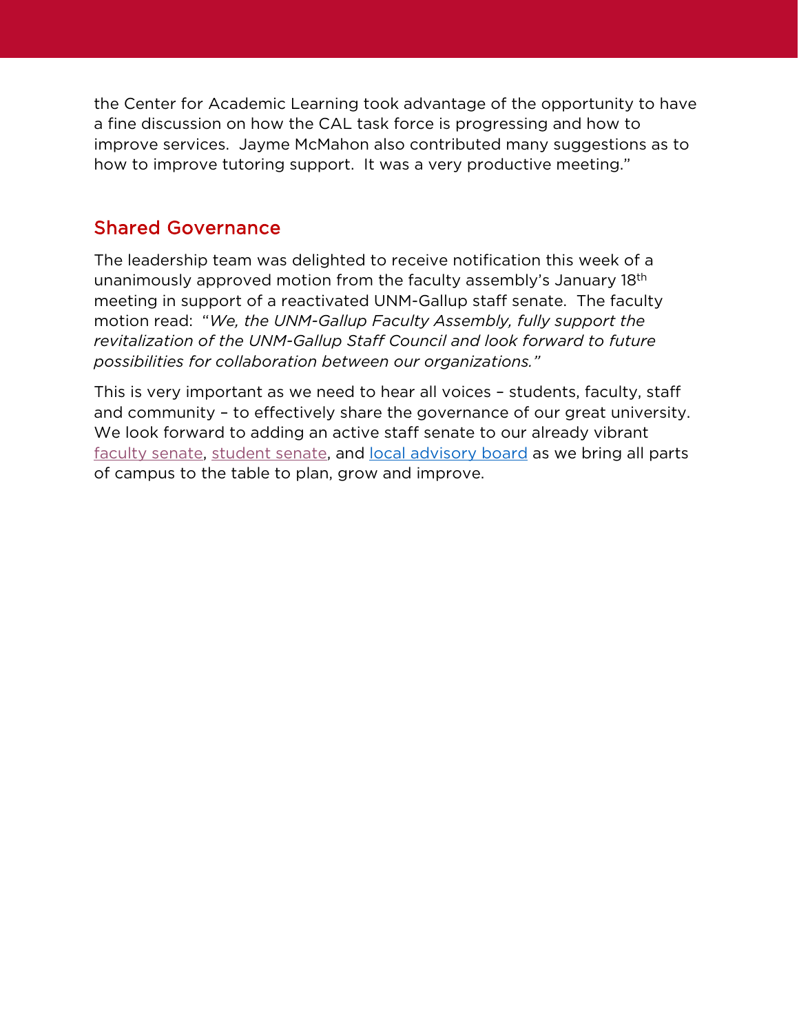the Center for Academic Learning took advantage of the opportunity to have a fine discussion on how the CAL task force is progressing and how to improve services. Jayme McMahon also contributed many suggestions as to how to improve tutoring support. It was a very productive meeting."

## Shared Governance

The leadership team was delighted to receive notification this week of a unanimously approved motion from the faculty assembly's January 18th meeting in support of a reactivated UNM-Gallup staff senate. The faculty motion read: "*We, the UNM-Gallup Faculty Assembly, fully support the revitalization of the UNM-Gallup Staff Council and look forward to future possibilities for collaboration between our organizations.*"

This is very important as we need to hear all voices – students, faculty, staff and community – to effectively share the governance of our great university. We look forward to adding an active staff senate to our already vibrant faculty senate, student senate, and local advisory board as we bring all parts of campus to the table to plan, grow and improve.